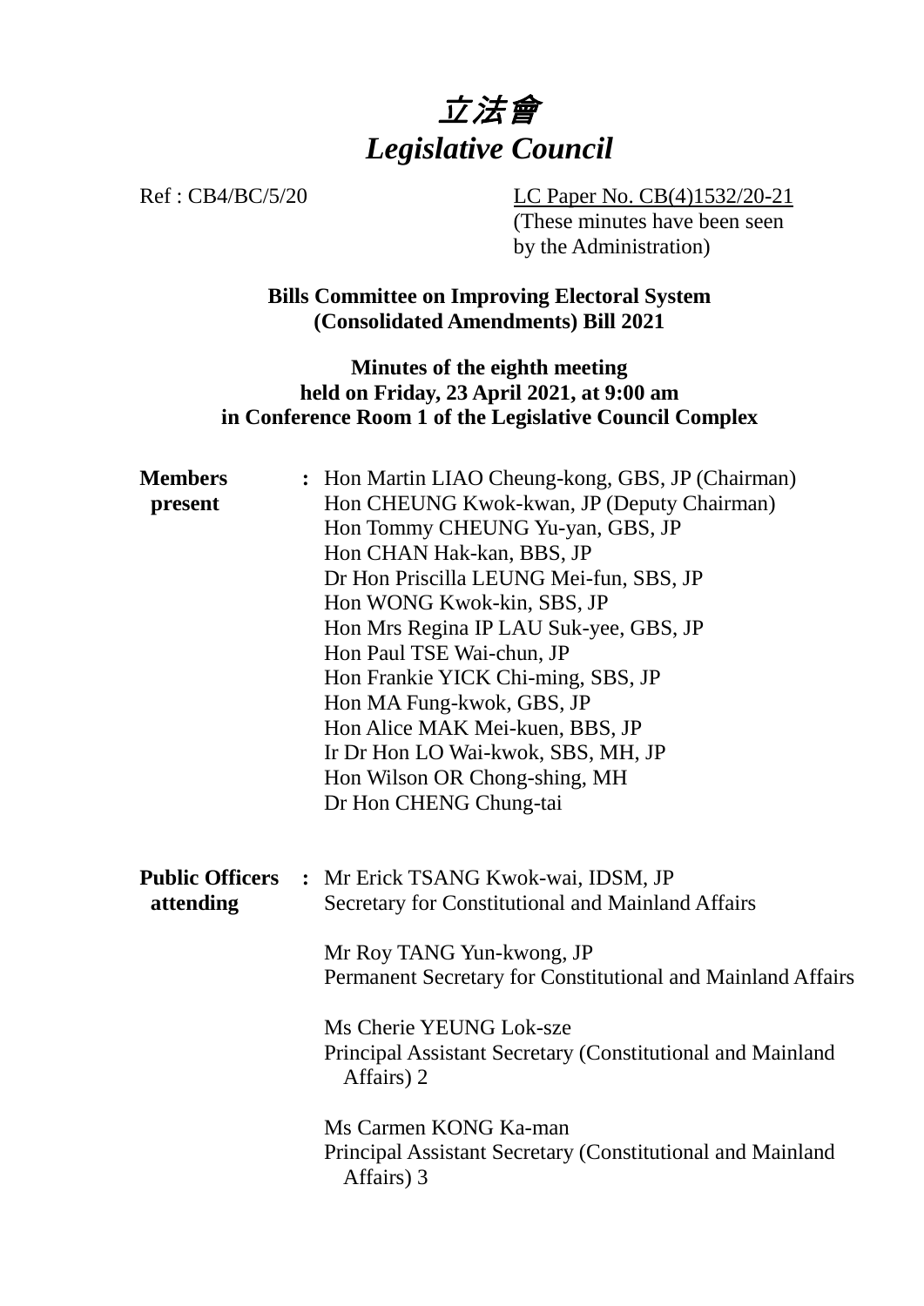# 立法會
# *Legislative Council*

Ref : CB4/BC/5/20

LC Paper No. CB(4)1532/20-21
(These minutes have been seen by the Administration)

**Bills Committee on Improving Electoral System (Consolidated Amendments) Bill 2021**

**Minutes of the eighth meeting held on Friday, 23 April 2021, at 9:00 am in Conference Room 1 of the Legislative Council Complex**

**Members present** :
Hon Martin LIAO Cheung-kong, GBS, JP (Chairman)
Hon CHEUNG Kwok-kwan, JP (Deputy Chairman)
Hon Tommy CHEUNG Yu-yan, GBS, JP
Hon CHAN Hak-kan, BBS, JP
Dr Hon Priscilla LEUNG Mei-fun, SBS, JP
Hon WONG Kwok-kin, SBS, JP
Hon Mrs Regina IP LAU Suk-yee, GBS, JP
Hon Paul TSE Wai-chun, JP
Hon Frankie YICK Chi-ming, SBS, JP
Hon MA Fung-kwok, GBS, JP
Hon Alice MAK Mei-kuen, BBS, JP
Ir Dr Hon LO Wai-kwok, SBS, MH, JP
Hon Wilson OR Chong-shing, MH
Dr Hon CHENG Chung-tai

**Public Officers attending** :
Mr Erick TSANG Kwok-wai, IDSM, JP
Secretary for Constitutional and Mainland Affairs

Mr Roy TANG Yun-kwong, JP
Permanent Secretary for Constitutional and Mainland Affairs

Ms Cherie YEUNG Lok-sze
Principal Assistant Secretary (Constitutional and Mainland Affairs) 2

Ms Carmen KONG Ka-man
Principal Assistant Secretary (Constitutional and Mainland Affairs) 3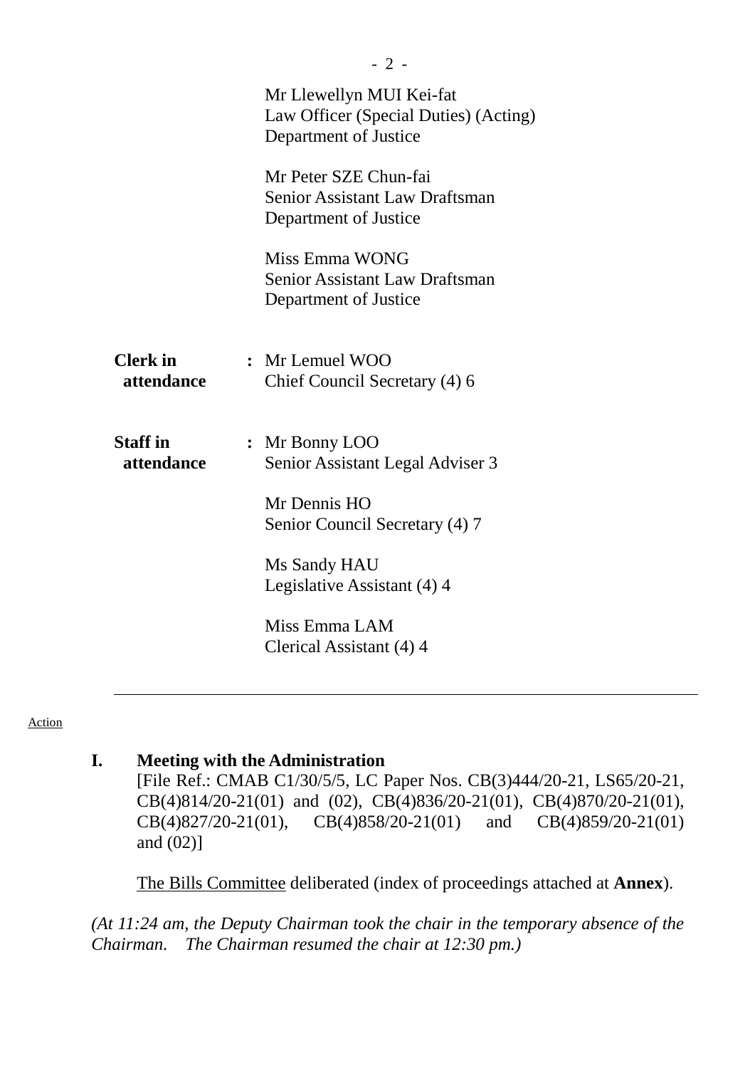Mr Llewellyn MUI Kei-fat
Law Officer (Special Duties) (Acting)
Department of Justice

Mr Peter SZE Chun-fai
Senior Assistant Law Draftsman
Department of Justice

Miss Emma WONG
Senior Assistant Law Draftsman
Department of Justice

**Clerk in attendance** : Mr Lemuel WOO
Chief Council Secretary (4) 6

**Staff in attendance** : Mr Bonny LOO
Senior Assistant Legal Adviser 3

Mr Dennis HO
Senior Council Secretary (4) 7

Ms Sandy HAU
Legislative Assistant (4) 4

Miss Emma LAM
Clerical Assistant (4) 4

---

Action

## I. Meeting with the Administration

[File Ref.: CMAB C1/30/5/5, LC Paper Nos. CB(3)444/20-21, LS65/20-21, CB(4)814/20-21(01) and (02), CB(4)836/20-21(01), CB(4)870/20-21(01), CB(4)827/20-21(01), CB(4)858/20-21(01) and CB(4)859/20-21(01) and (02)]

The Bills Committee deliberated (index of proceedings attached at **Annex**).

*(At 11:24 am, the Deputy Chairman took the chair in the temporary absence of the Chairman. The Chairman resumed the chair at 12:30 pm.)*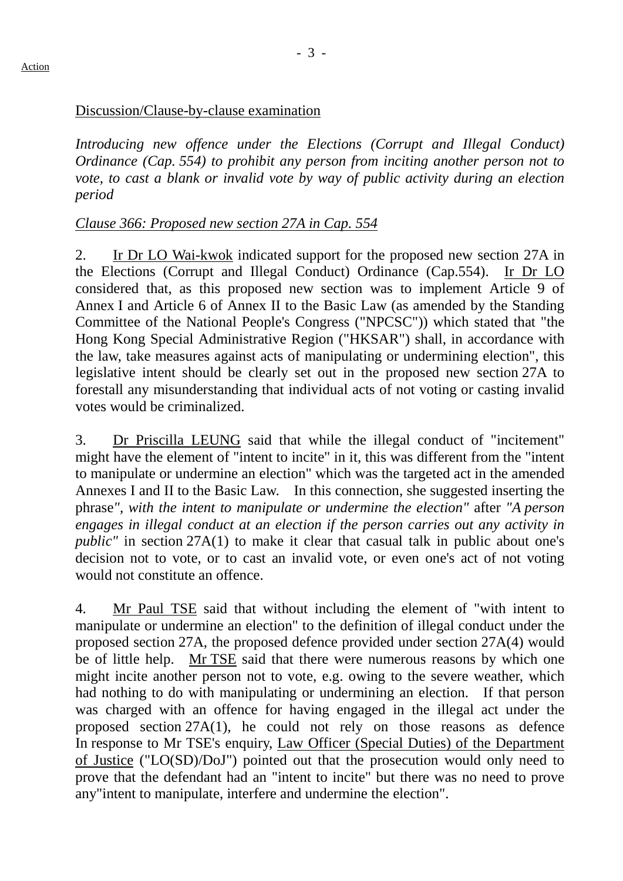Action

Discussion/Clause-by-clause examination

*Introducing new offence under the Elections (Corrupt and Illegal Conduct) Ordinance (Cap. 554) to prohibit any person from inciting another person not to vote, to cast a blank or invalid vote by way of public activity during an election period*

*Clause 366: Proposed new section 27A in Cap. 554*

2. Ir Dr LO Wai-kwok indicated support for the proposed new section 27A in the Elections (Corrupt and Illegal Conduct) Ordinance (Cap.554). Ir Dr LO considered that, as this proposed new section was to implement Article 9 of Annex I and Article 6 of Annex II to the Basic Law (as amended by the Standing Committee of the National People's Congress ("NPCSC")) which stated that "the Hong Kong Special Administrative Region ("HKSAR") shall, in accordance with the law, take measures against acts of manipulating or undermining election", this legislative intent should be clearly set out in the proposed new section 27A to forestall any misunderstanding that individual acts of not voting or casting invalid votes would be criminalized.

3. Dr Priscilla LEUNG said that while the illegal conduct of "incitement" might have the element of "intent to incite" in it, this was different from the "intent to manipulate or undermine an election" which was the targeted act in the amended Annexes I and II to the Basic Law. In this connection, she suggested inserting the phrase*", with the intent to manipulate or undermine the election"* after *"A person engages in illegal conduct at an election if the person carries out any activity in public"* in section 27A(1) to make it clear that casual talk in public about one's decision not to vote, or to cast an invalid vote, or even one's act of not voting would not constitute an offence.

4. Mr Paul TSE said that without including the element of "with intent to manipulate or undermine an election" to the definition of illegal conduct under the proposed section 27A, the proposed defence provided under section 27A(4) would be of little help. Mr TSE said that there were numerous reasons by which one might incite another person not to vote, e.g. owing to the severe weather, which had nothing to do with manipulating or undermining an election. If that person was charged with an offence for having engaged in the illegal act under the proposed section 27A(1), he could not rely on those reasons as defence In response to Mr TSE's enquiry, Law Officer (Special Duties) of the Department of Justice ("LO(SD)/DoJ") pointed out that the prosecution would only need to prove that the defendant had an "intent to incite" but there was no need to prove any"intent to manipulate, interfere and undermine the election".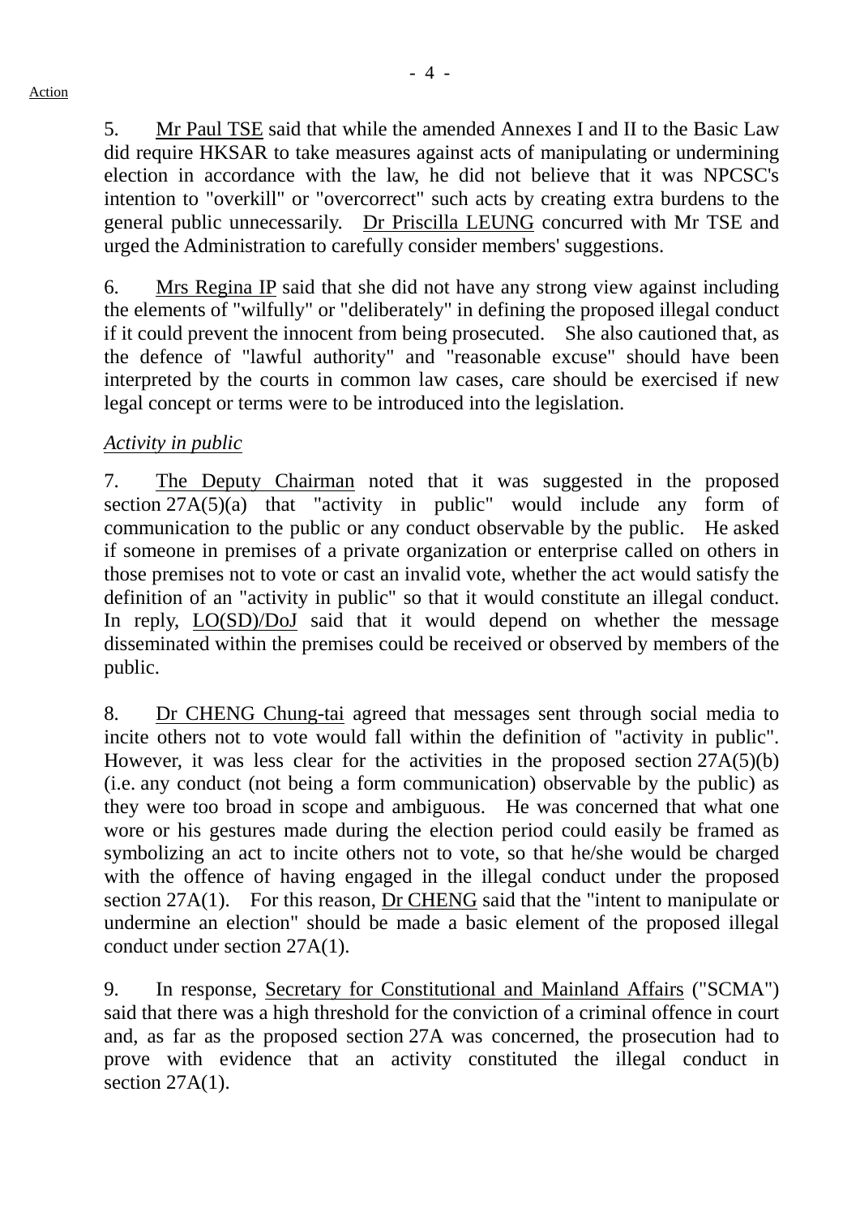5. Mr Paul TSE said that while the amended Annexes I and II to the Basic Law did require HKSAR to take measures against acts of manipulating or undermining election in accordance with the law, he did not believe that it was NPCSC's intention to "overkill" or "overcorrect" such acts by creating extra burdens to the general public unnecessarily. Dr Priscilla LEUNG concurred with Mr TSE and urged the Administration to carefully consider members' suggestions.

6. Mrs Regina IP said that she did not have any strong view against including the elements of "wilfully" or "deliberately" in defining the proposed illegal conduct if it could prevent the innocent from being prosecuted. She also cautioned that, as the defence of "lawful authority" and "reasonable excuse" should have been interpreted by the courts in common law cases, care should be exercised if new legal concept or terms were to be introduced into the legislation.

*Activity in public*

7. The Deputy Chairman noted that it was suggested in the proposed section 27A(5)(a) that "activity in public" would include any form of communication to the public or any conduct observable by the public. He asked if someone in premises of a private organization or enterprise called on others in those premises not to vote or cast an invalid vote, whether the act would satisfy the definition of an "activity in public" so that it would constitute an illegal conduct. In reply, LO(SD)/DoJ said that it would depend on whether the message disseminated within the premises could be received or observed by members of the public.

8. Dr CHENG Chung-tai agreed that messages sent through social media to incite others not to vote would fall within the definition of "activity in public". However, it was less clear for the activities in the proposed section 27A(5)(b) (i.e. any conduct (not being a form communication) observable by the public) as they were too broad in scope and ambiguous. He was concerned that what one wore or his gestures made during the election period could easily be framed as symbolizing an act to incite others not to vote, so that he/she would be charged with the offence of having engaged in the illegal conduct under the proposed section 27A(1). For this reason, Dr CHENG said that the "intent to manipulate or undermine an election" should be made a basic element of the proposed illegal conduct under section 27A(1).

9. In response, Secretary for Constitutional and Mainland Affairs ("SCMA") said that there was a high threshold for the conviction of a criminal offence in court and, as far as the proposed section 27A was concerned, the prosecution had to prove with evidence that an activity constituted the illegal conduct in section 27A(1).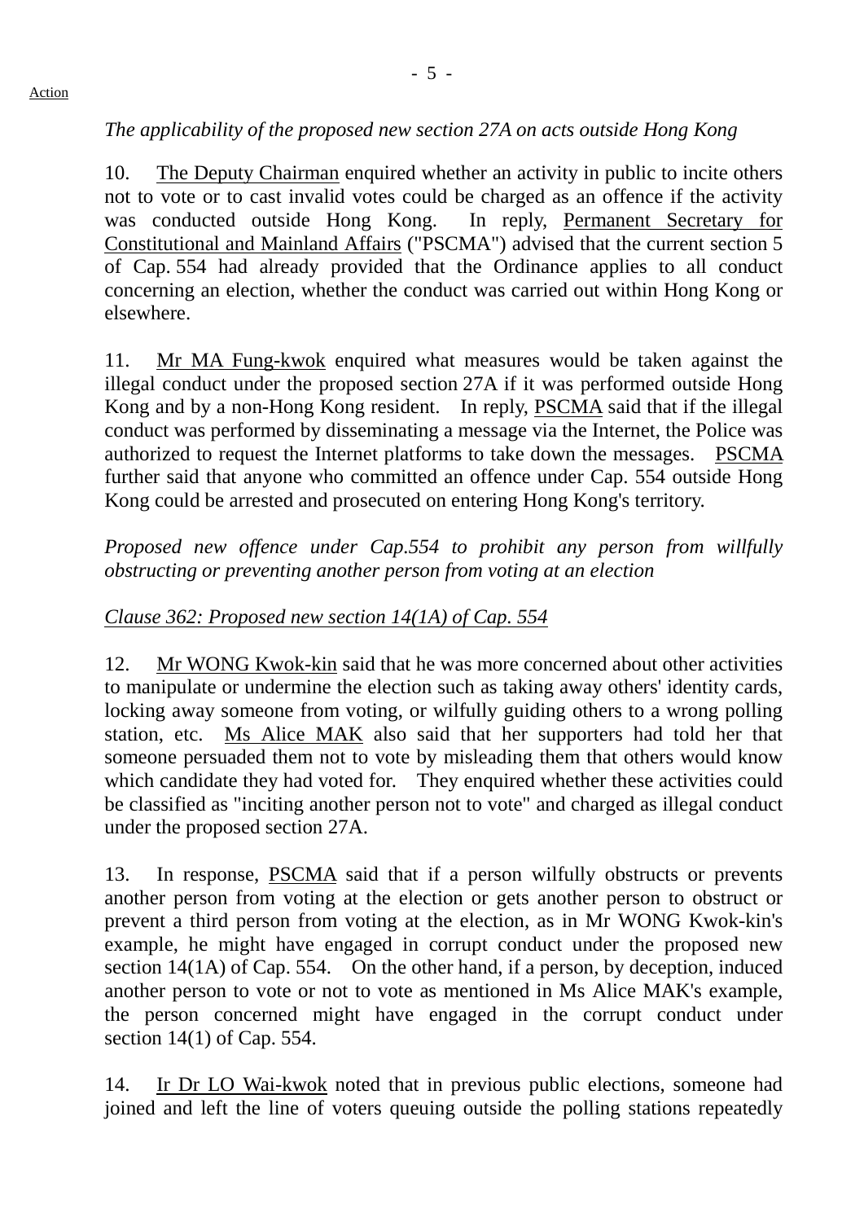*The applicability of the proposed new section 27A on acts outside Hong Kong*

10. The Deputy Chairman enquired whether an activity in public to incite others not to vote or to cast invalid votes could be charged as an offence if the activity was conducted outside Hong Kong. In reply, Permanent Secretary for Constitutional and Mainland Affairs ("PSCMA") advised that the current section 5 of Cap. 554 had already provided that the Ordinance applies to all conduct concerning an election, whether the conduct was carried out within Hong Kong or elsewhere.

11. Mr MA Fung-kwok enquired what measures would be taken against the illegal conduct under the proposed section 27A if it was performed outside Hong Kong and by a non-Hong Kong resident. In reply, PSCMA said that if the illegal conduct was performed by disseminating a message via the Internet, the Police was authorized to request the Internet platforms to take down the messages. PSCMA further said that anyone who committed an offence under Cap. 554 outside Hong Kong could be arrested and prosecuted on entering Hong Kong's territory.

*Proposed new offence under Cap.554 to prohibit any person from willfully obstructing or preventing another person from voting at an election*

*Clause 362: Proposed new section 14(1A) of Cap. 554*

12. Mr WONG Kwok-kin said that he was more concerned about other activities to manipulate or undermine the election such as taking away others' identity cards, locking away someone from voting, or wilfully guiding others to a wrong polling station, etc. Ms Alice MAK also said that her supporters had told her that someone persuaded them not to vote by misleading them that others would know which candidate they had voted for. They enquired whether these activities could be classified as "inciting another person not to vote" and charged as illegal conduct under the proposed section 27A.

13. In response, PSCMA said that if a person wilfully obstructs or prevents another person from voting at the election or gets another person to obstruct or prevent a third person from voting at the election, as in Mr WONG Kwok-kin's example, he might have engaged in corrupt conduct under the proposed new section 14(1A) of Cap. 554. On the other hand, if a person, by deception, induced another person to vote or not to vote as mentioned in Ms Alice MAK's example, the person concerned might have engaged in the corrupt conduct under section 14(1) of Cap. 554.

14. Ir Dr LO Wai-kwok noted that in previous public elections, someone had joined and left the line of voters queuing outside the polling stations repeatedly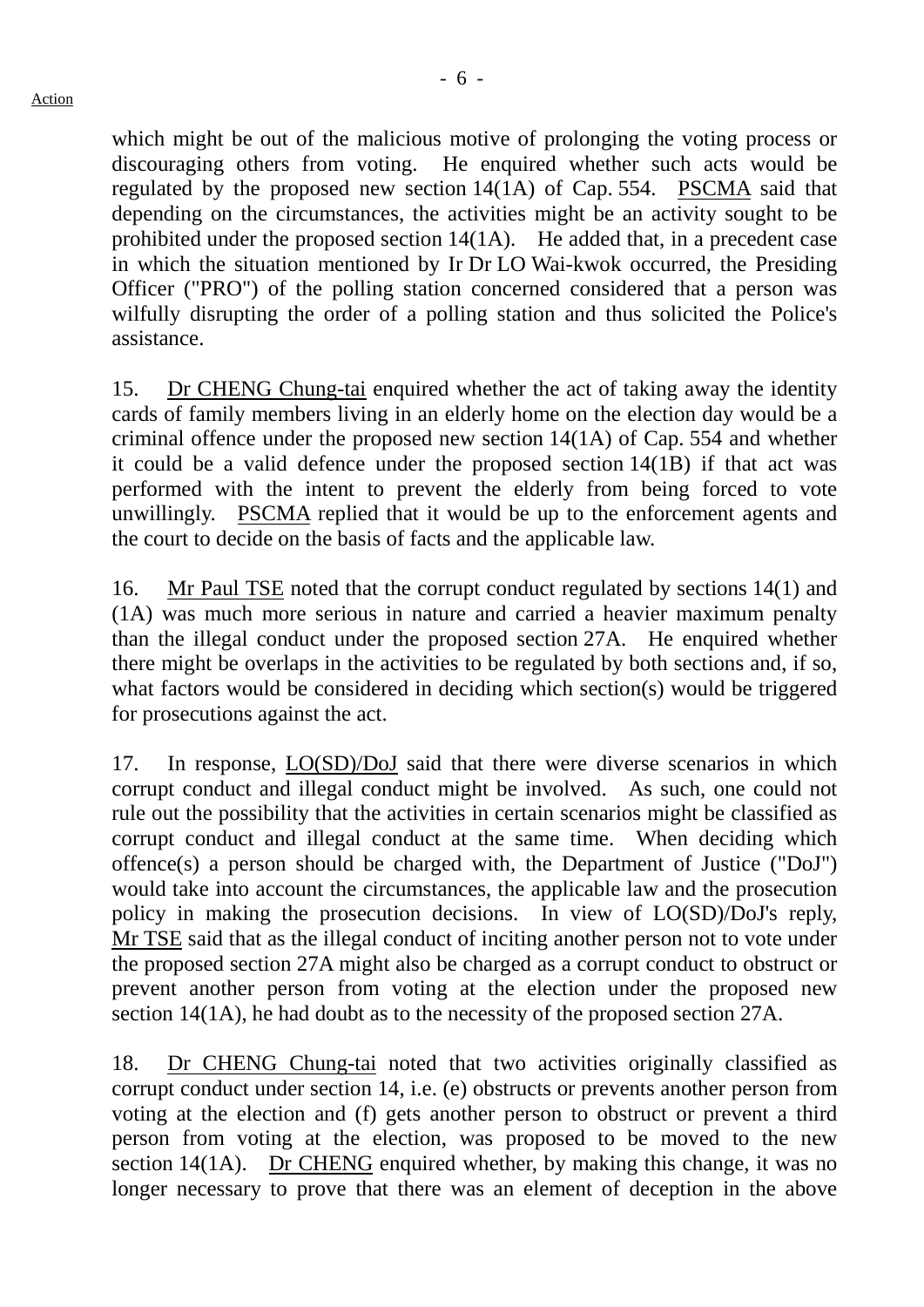which might be out of the malicious motive of prolonging the voting process or discouraging others from voting. He enquired whether such acts would be regulated by the proposed new section 14(1A) of Cap. 554. PSCMA said that depending on the circumstances, the activities might be an activity sought to be prohibited under the proposed section 14(1A). He added that, in a precedent case in which the situation mentioned by Ir Dr LO Wai-kwok occurred, the Presiding Officer ("PRO") of the polling station concerned considered that a person was wilfully disrupting the order of a polling station and thus solicited the Police's assistance.

15. Dr CHENG Chung-tai enquired whether the act of taking away the identity cards of family members living in an elderly home on the election day would be a criminal offence under the proposed new section 14(1A) of Cap. 554 and whether it could be a valid defence under the proposed section 14(1B) if that act was performed with the intent to prevent the elderly from being forced to vote unwillingly. PSCMA replied that it would be up to the enforcement agents and the court to decide on the basis of facts and the applicable law.

16. Mr Paul TSE noted that the corrupt conduct regulated by sections 14(1) and (1A) was much more serious in nature and carried a heavier maximum penalty than the illegal conduct under the proposed section 27A. He enquired whether there might be overlaps in the activities to be regulated by both sections and, if so, what factors would be considered in deciding which section(s) would be triggered for prosecutions against the act.

17. In response, LO(SD)/DoJ said that there were diverse scenarios in which corrupt conduct and illegal conduct might be involved. As such, one could not rule out the possibility that the activities in certain scenarios might be classified as corrupt conduct and illegal conduct at the same time. When deciding which offence(s) a person should be charged with, the Department of Justice ("DoJ") would take into account the circumstances, the applicable law and the prosecution policy in making the prosecution decisions. In view of LO(SD)/DoJ's reply, Mr TSE said that as the illegal conduct of inciting another person not to vote under the proposed section 27A might also be charged as a corrupt conduct to obstruct or prevent another person from voting at the election under the proposed new section 14(1A), he had doubt as to the necessity of the proposed section 27A.

18. Dr CHENG Chung-tai noted that two activities originally classified as corrupt conduct under section 14, i.e. (e) obstructs or prevents another person from voting at the election and (f) gets another person to obstruct or prevent a third person from voting at the election, was proposed to be moved to the new section 14(1A). Dr CHENG enquired whether, by making this change, it was no longer necessary to prove that there was an element of deception in the above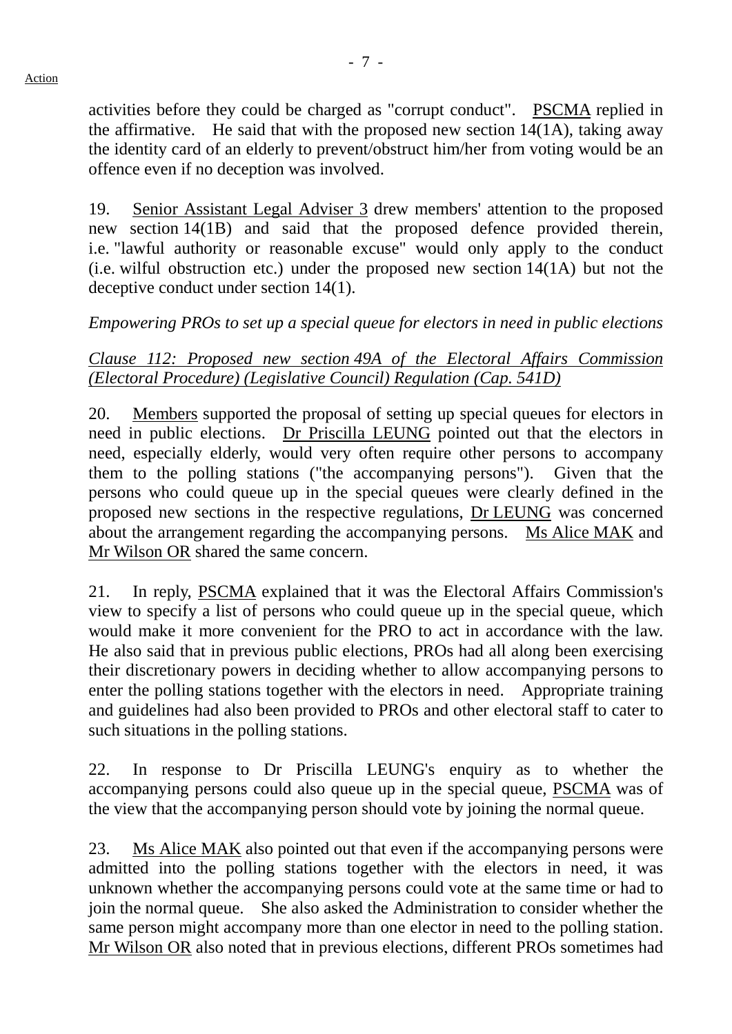activities before they could be charged as "corrupt conduct". PSCMA replied in the affirmative. He said that with the proposed new section 14(1A), taking away the identity card of an elderly to prevent/obstruct him/her from voting would be an offence even if no deception was involved.

19. Senior Assistant Legal Adviser 3 drew members' attention to the proposed new section 14(1B) and said that the proposed defence provided therein, i.e. "lawful authority or reasonable excuse" would only apply to the conduct (i.e. wilful obstruction etc.) under the proposed new section 14(1A) but not the deceptive conduct under section 14(1).

*Empowering PROs to set up a special queue for electors in need in public elections*

*Clause 112: Proposed new section 49A of the Electoral Affairs Commission (Electoral Procedure) (Legislative Council) Regulation (Cap. 541D)*

20. Members supported the proposal of setting up special queues for electors in need in public elections. Dr Priscilla LEUNG pointed out that the electors in need, especially elderly, would very often require other persons to accompany them to the polling stations ("the accompanying persons"). Given that the persons who could queue up in the special queues were clearly defined in the proposed new sections in the respective regulations, Dr LEUNG was concerned about the arrangement regarding the accompanying persons. Ms Alice MAK and Mr Wilson OR shared the same concern.

21. In reply, PSCMA explained that it was the Electoral Affairs Commission's view to specify a list of persons who could queue up in the special queue, which would make it more convenient for the PRO to act in accordance with the law. He also said that in previous public elections, PROs had all along been exercising their discretionary powers in deciding whether to allow accompanying persons to enter the polling stations together with the electors in need. Appropriate training and guidelines had also been provided to PROs and other electoral staff to cater to such situations in the polling stations.

22. In response to Dr Priscilla LEUNG's enquiry as to whether the accompanying persons could also queue up in the special queue, PSCMA was of the view that the accompanying person should vote by joining the normal queue.

23. Ms Alice MAK also pointed out that even if the accompanying persons were admitted into the polling stations together with the electors in need, it was unknown whether the accompanying persons could vote at the same time or had to join the normal queue. She also asked the Administration to consider whether the same person might accompany more than one elector in need to the polling station. Mr Wilson OR also noted that in previous elections, different PROs sometimes had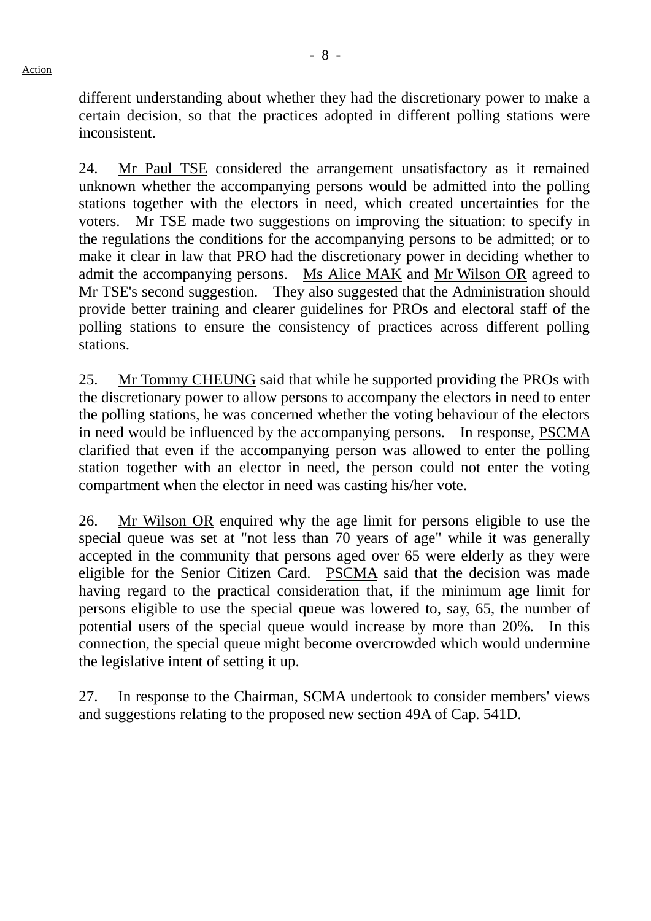different understanding about whether they had the discretionary power to make a certain decision, so that the practices adopted in different polling stations were inconsistent.

24. Mr Paul TSE considered the arrangement unsatisfactory as it remained unknown whether the accompanying persons would be admitted into the polling stations together with the electors in need, which created uncertainties for the voters. Mr TSE made two suggestions on improving the situation: to specify in the regulations the conditions for the accompanying persons to be admitted; or to make it clear in law that PRO had the discretionary power in deciding whether to admit the accompanying persons. Ms Alice MAK and Mr Wilson OR agreed to Mr TSE's second suggestion. They also suggested that the Administration should provide better training and clearer guidelines for PROs and electoral staff of the polling stations to ensure the consistency of practices across different polling stations.

25. Mr Tommy CHEUNG said that while he supported providing the PROs with the discretionary power to allow persons to accompany the electors in need to enter the polling stations, he was concerned whether the voting behaviour of the electors in need would be influenced by the accompanying persons. In response, PSCMA clarified that even if the accompanying person was allowed to enter the polling station together with an elector in need, the person could not enter the voting compartment when the elector in need was casting his/her vote.

26. Mr Wilson OR enquired why the age limit for persons eligible to use the special queue was set at "not less than 70 years of age" while it was generally accepted in the community that persons aged over 65 were elderly as they were eligible for the Senior Citizen Card. PSCMA said that the decision was made having regard to the practical consideration that, if the minimum age limit for persons eligible to use the special queue was lowered to, say, 65, the number of potential users of the special queue would increase by more than 20%. In this connection, the special queue might become overcrowded which would undermine the legislative intent of setting it up.

27. In response to the Chairman, SCMA undertook to consider members' views and suggestions relating to the proposed new section 49A of Cap. 541D.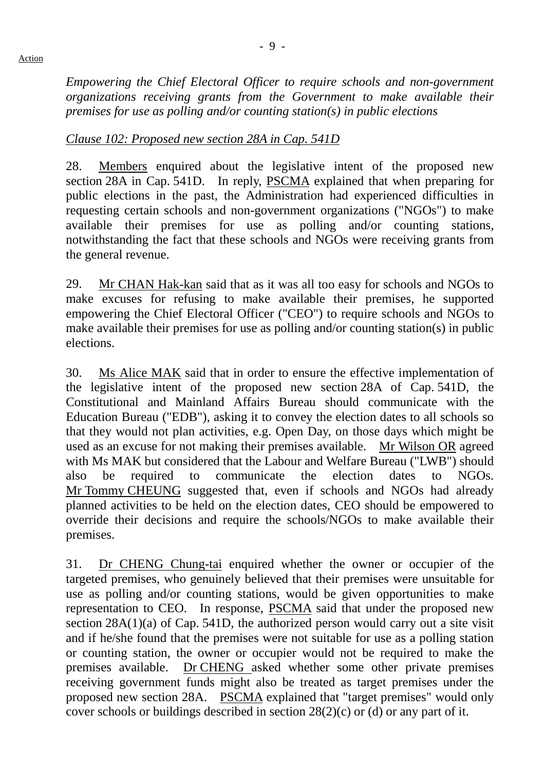*Empowering the Chief Electoral Officer to require schools and non-government organizations receiving grants from the Government to make available their premises for use as polling and/or counting station(s) in public elections*

*Clause 102: Proposed new section 28A in Cap. 541D*

28. Members enquired about the legislative intent of the proposed new section 28A in Cap. 541D. In reply, PSCMA explained that when preparing for public elections in the past, the Administration had experienced difficulties in requesting certain schools and non-government organizations ("NGOs") to make available their premises for use as polling and/or counting stations, notwithstanding the fact that these schools and NGOs were receiving grants from the general revenue.

29. Mr CHAN Hak-kan said that as it was all too easy for schools and NGOs to make excuses for refusing to make available their premises, he supported empowering the Chief Electoral Officer ("CEO") to require schools and NGOs to make available their premises for use as polling and/or counting station(s) in public elections.

30. Ms Alice MAK said that in order to ensure the effective implementation of the legislative intent of the proposed new section 28A of Cap. 541D, the Constitutional and Mainland Affairs Bureau should communicate with the Education Bureau ("EDB"), asking it to convey the election dates to all schools so that they would not plan activities, e.g. Open Day, on those days which might be used as an excuse for not making their premises available. Mr Wilson OR agreed with Ms MAK but considered that the Labour and Welfare Bureau ("LWB") should also be required to communicate the election dates to NGOs. Mr Tommy CHEUNG suggested that, even if schools and NGOs had already planned activities to be held on the election dates, CEO should be empowered to override their decisions and require the schools/NGOs to make available their premises.

31. Dr CHENG Chung-tai enquired whether the owner or occupier of the targeted premises, who genuinely believed that their premises were unsuitable for use as polling and/or counting stations, would be given opportunities to make representation to CEO. In response, PSCMA said that under the proposed new section 28A(1)(a) of Cap. 541D, the authorized person would carry out a site visit and if he/she found that the premises were not suitable for use as a polling station or counting station, the owner or occupier would not be required to make the premises available. Dr CHENG asked whether some other private premises receiving government funds might also be treated as target premises under the proposed new section 28A. PSCMA explained that "target premises" would only cover schools or buildings described in section 28(2)(c) or (d) or any part of it.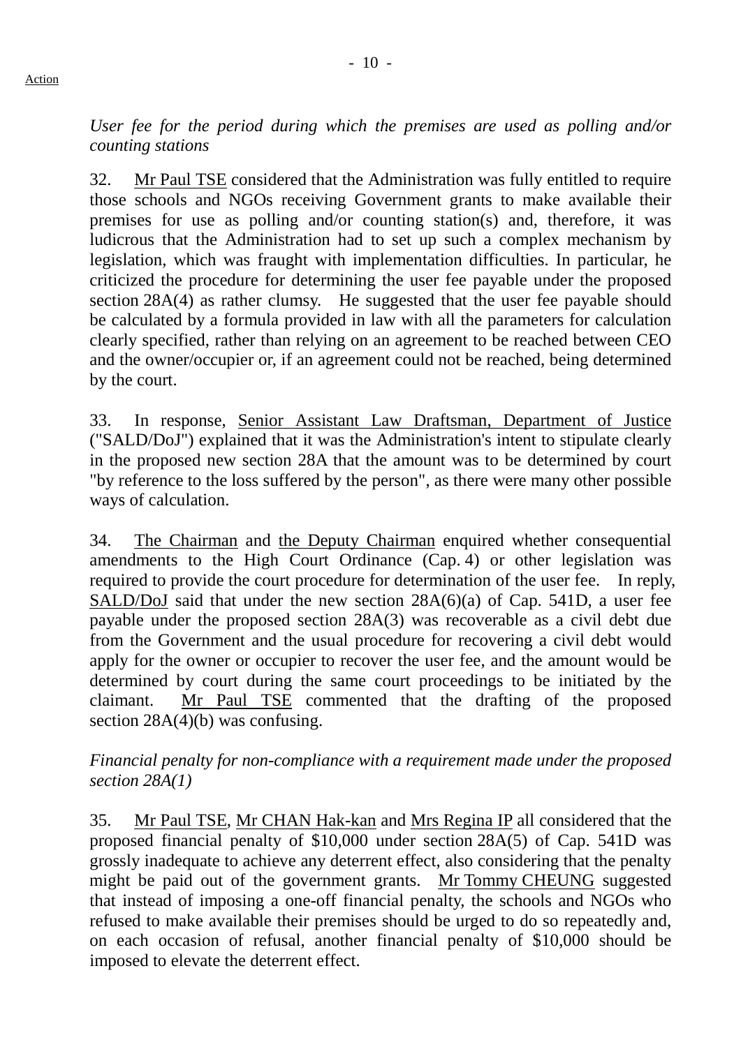*User fee for the period during which the premises are used as polling and/or counting stations*

32. Mr Paul TSE considered that the Administration was fully entitled to require those schools and NGOs receiving Government grants to make available their premises for use as polling and/or counting station(s) and, therefore, it was ludicrous that the Administration had to set up such a complex mechanism by legislation, which was fraught with implementation difficulties. In particular, he criticized the procedure for determining the user fee payable under the proposed section 28A(4) as rather clumsy. He suggested that the user fee payable should be calculated by a formula provided in law with all the parameters for calculation clearly specified, rather than relying on an agreement to be reached between CEO and the owner/occupier or, if an agreement could not be reached, being determined by the court.

33. In response, Senior Assistant Law Draftsman, Department of Justice ("SALD/DoJ") explained that it was the Administration's intent to stipulate clearly in the proposed new section 28A that the amount was to be determined by court "by reference to the loss suffered by the person", as there were many other possible ways of calculation.

34. The Chairman and the Deputy Chairman enquired whether consequential amendments to the High Court Ordinance (Cap. 4) or other legislation was required to provide the court procedure for determination of the user fee. In reply, SALD/DoJ said that under the new section 28A(6)(a) of Cap. 541D, a user fee payable under the proposed section 28A(3) was recoverable as a civil debt due from the Government and the usual procedure for recovering a civil debt would apply for the owner or occupier to recover the user fee, and the amount would be determined by court during the same court proceedings to be initiated by the claimant. Mr Paul TSE commented that the drafting of the proposed section 28A(4)(b) was confusing.

*Financial penalty for non-compliance with a requirement made under the proposed section 28A(1)*

35. Mr Paul TSE, Mr CHAN Hak-kan and Mrs Regina IP all considered that the proposed financial penalty of $10,000 under section 28A(5) of Cap. 541D was grossly inadequate to achieve any deterrent effect, also considering that the penalty might be paid out of the government grants. Mr Tommy CHEUNG suggested that instead of imposing a one-off financial penalty, the schools and NGOs who refused to make available their premises should be urged to do so repeatedly and, on each occasion of refusal, another financial penalty of $10,000 should be imposed to elevate the deterrent effect.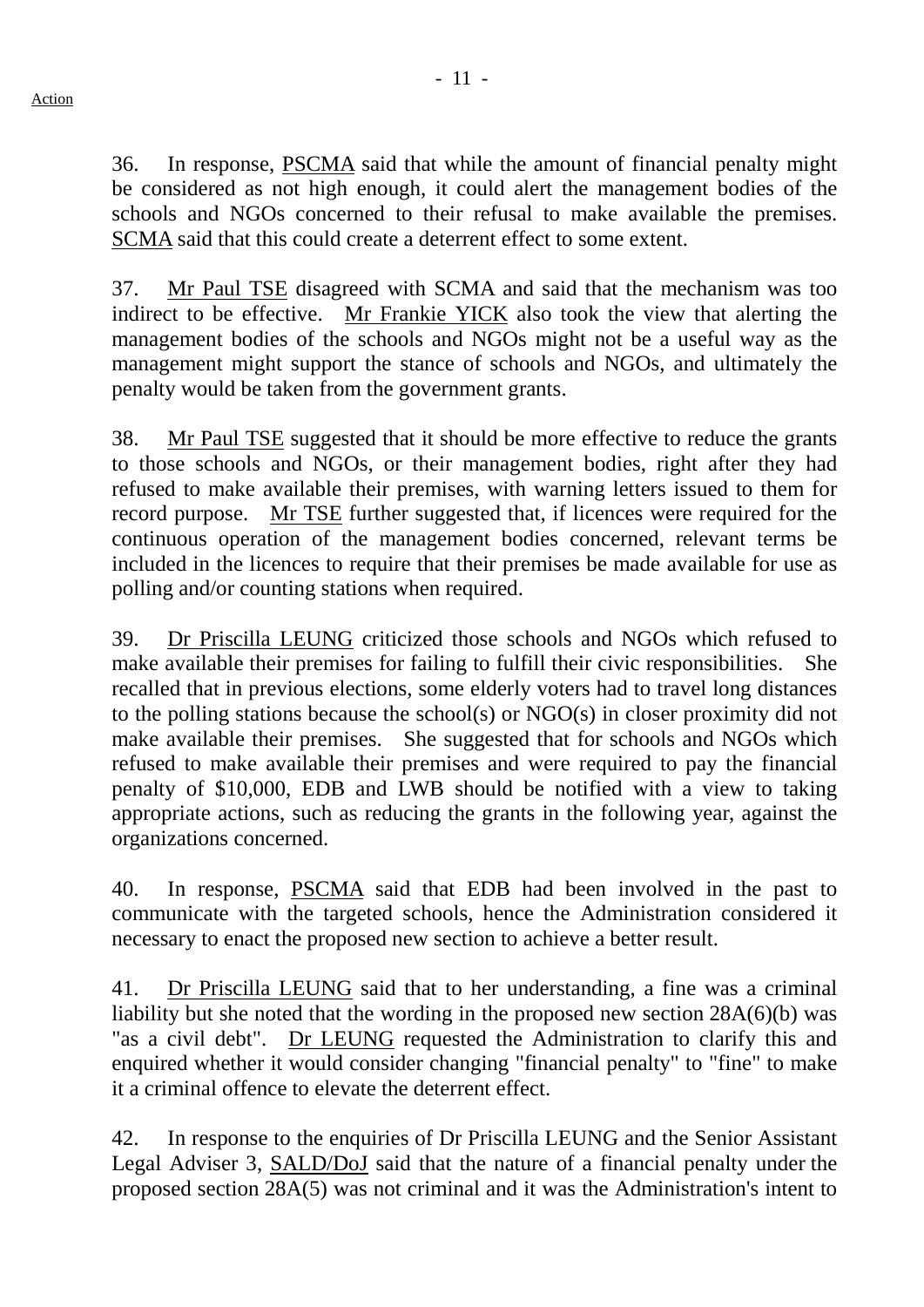36. In response, PSCMA said that while the amount of financial penalty might be considered as not high enough, it could alert the management bodies of the schools and NGOs concerned to their refusal to make available the premises. SCMA said that this could create a deterrent effect to some extent.

37. Mr Paul TSE disagreed with SCMA and said that the mechanism was too indirect to be effective. Mr Frankie YICK also took the view that alerting the management bodies of the schools and NGOs might not be a useful way as the management might support the stance of schools and NGOs, and ultimately the penalty would be taken from the government grants.

38. Mr Paul TSE suggested that it should be more effective to reduce the grants to those schools and NGOs, or their management bodies, right after they had refused to make available their premises, with warning letters issued to them for record purpose. Mr TSE further suggested that, if licences were required for the continuous operation of the management bodies concerned, relevant terms be included in the licences to require that their premises be made available for use as polling and/or counting stations when required.

39. Dr Priscilla LEUNG criticized those schools and NGOs which refused to make available their premises for failing to fulfill their civic responsibilities. She recalled that in previous elections, some elderly voters had to travel long distances to the polling stations because the school(s) or NGO(s) in closer proximity did not make available their premises. She suggested that for schools and NGOs which refused to make available their premises and were required to pay the financial penalty of $10,000, EDB and LWB should be notified with a view to taking appropriate actions, such as reducing the grants in the following year, against the organizations concerned.

40. In response, PSCMA said that EDB had been involved in the past to communicate with the targeted schools, hence the Administration considered it necessary to enact the proposed new section to achieve a better result.

41. Dr Priscilla LEUNG said that to her understanding, a fine was a criminal liability but she noted that the wording in the proposed new section 28A(6)(b) was "as a civil debt". Dr LEUNG requested the Administration to clarify this and enquired whether it would consider changing "financial penalty" to "fine" to make it a criminal offence to elevate the deterrent effect.

42. In response to the enquiries of Dr Priscilla LEUNG and the Senior Assistant Legal Adviser 3, SALD/DoJ said that the nature of a financial penalty under the proposed section 28A(5) was not criminal and it was the Administration's intent to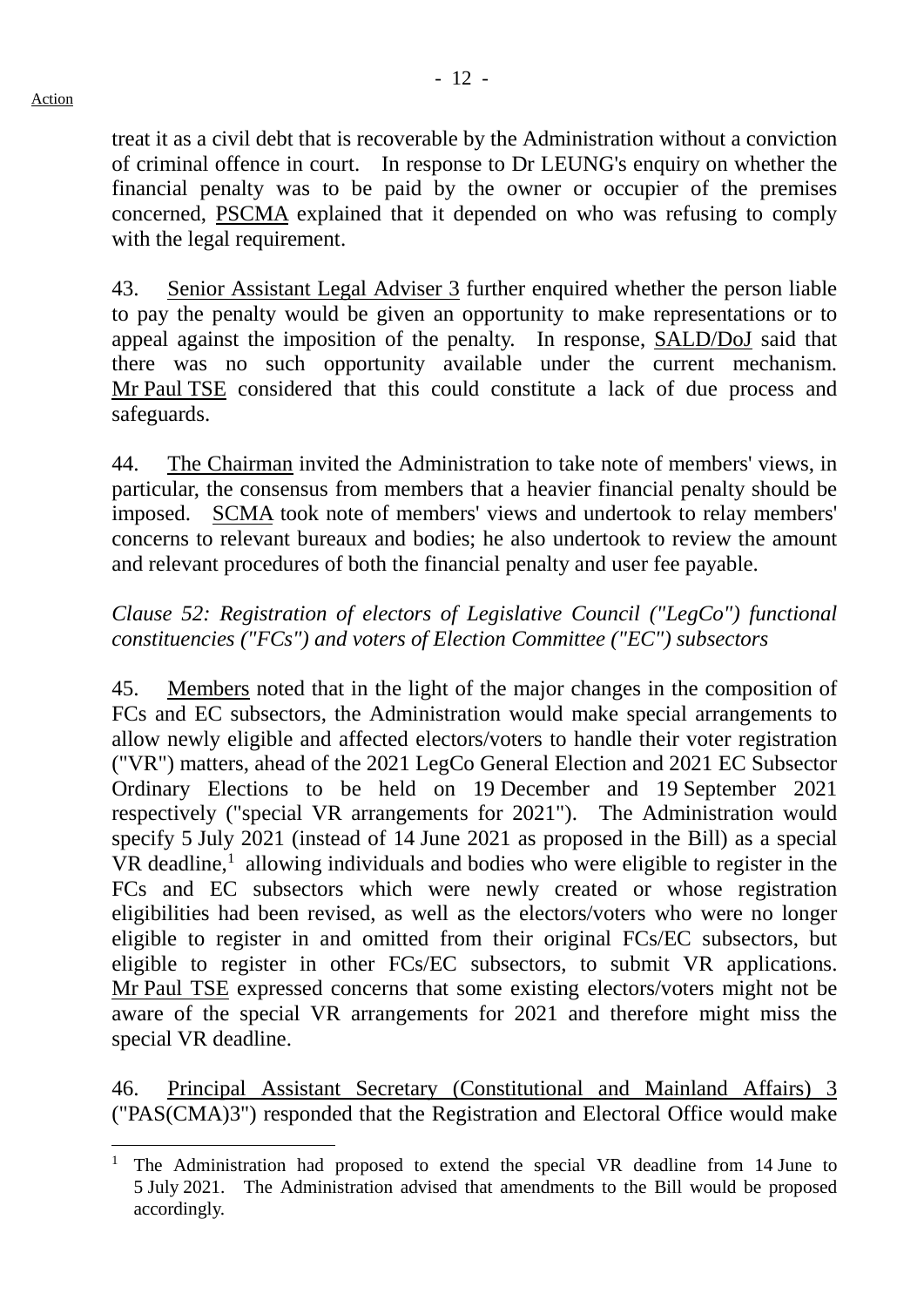treat it as a civil debt that is recoverable by the Administration without a conviction of criminal offence in court. In response to Dr LEUNG's enquiry on whether the financial penalty was to be paid by the owner or occupier of the premises concerned, PSCMA explained that it depended on who was refusing to comply with the legal requirement.

43. Senior Assistant Legal Adviser 3 further enquired whether the person liable to pay the penalty would be given an opportunity to make representations or to appeal against the imposition of the penalty. In response, SALD/DoJ said that there was no such opportunity available under the current mechanism. Mr Paul TSE considered that this could constitute a lack of due process and safeguards.

44. The Chairman invited the Administration to take note of members' views, in particular, the consensus from members that a heavier financial penalty should be imposed. SCMA took note of members' views and undertook to relay members' concerns to relevant bureaux and bodies; he also undertook to review the amount and relevant procedures of both the financial penalty and user fee payable.

*Clause 52: Registration of electors of Legislative Council ("LegCo") functional constituencies ("FCs") and voters of Election Committee ("EC") subsectors*

45. Members noted that in the light of the major changes in the composition of FCs and EC subsectors, the Administration would make special arrangements to allow newly eligible and affected electors/voters to handle their voter registration ("VR") matters, ahead of the 2021 LegCo General Election and 2021 EC Subsector Ordinary Elections to be held on 19 December and 19 September 2021 respectively ("special VR arrangements for 2021"). The Administration would specify 5 July 2021 (instead of 14 June 2021 as proposed in the Bill) as a special VR deadline,[1] allowing individuals and bodies who were eligible to register in the FCs and EC subsectors which were newly created or whose registration eligibilities had been revised, as well as the electors/voters who were no longer eligible to register in and omitted from their original FCs/EC subsectors, but eligible to register in other FCs/EC subsectors, to submit VR applications. Mr Paul TSE expressed concerns that some existing electors/voters might not be aware of the special VR arrangements for 2021 and therefore might miss the special VR deadline.

46. Principal Assistant Secretary (Constitutional and Mainland Affairs) 3 ("PAS(CMA)3") responded that the Registration and Electoral Office would make

---

[1] The Administration had proposed to extend the special VR deadline from 14 June to 5 July 2021. The Administration advised that amendments to the Bill would be proposed accordingly.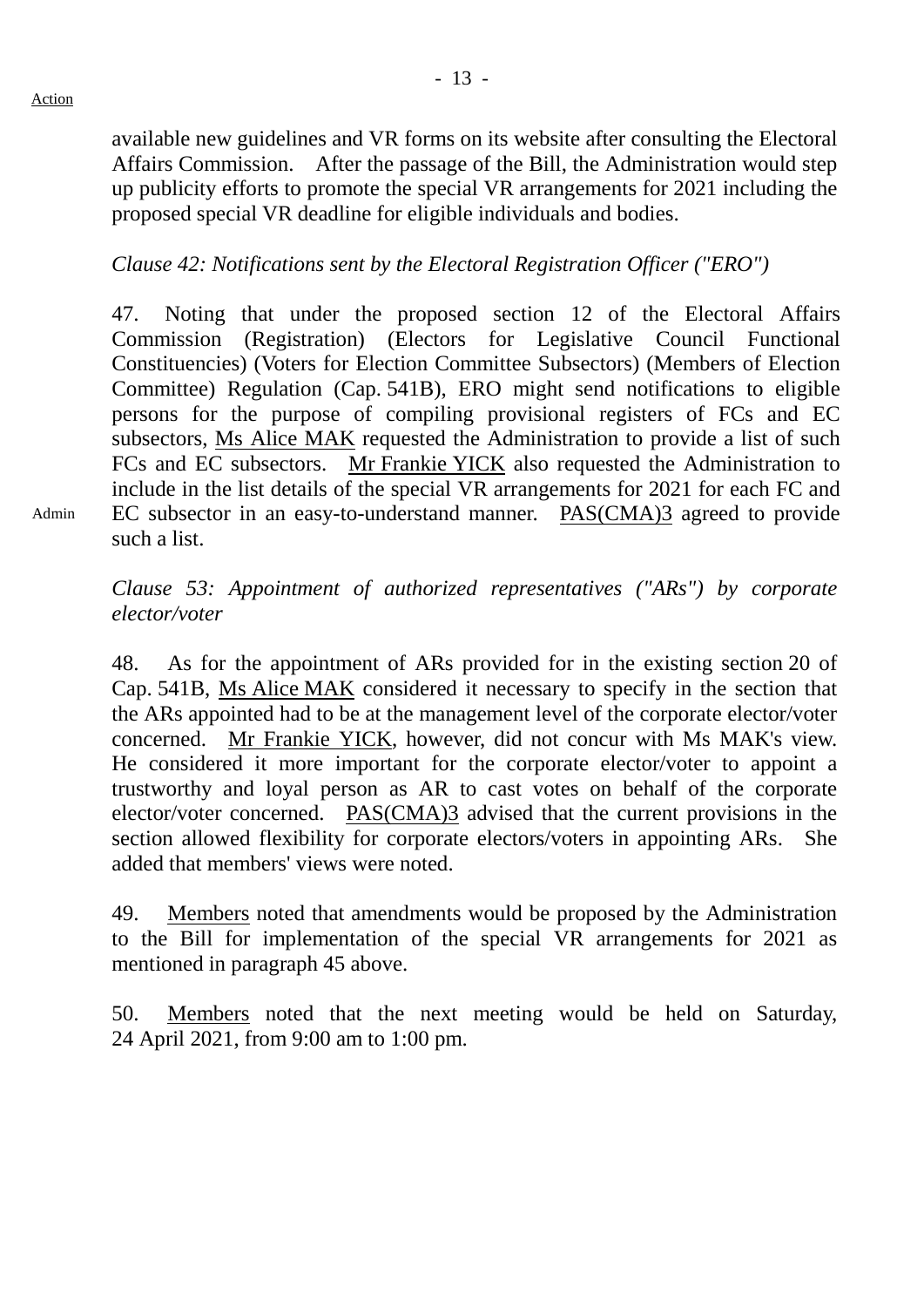Action

available new guidelines and VR forms on its website after consulting the Electoral Affairs Commission. After the passage of the Bill, the Administration would step up publicity efforts to promote the special VR arrangements for 2021 including the proposed special VR deadline for eligible individuals and bodies.

*Clause 42: Notifications sent by the Electoral Registration Officer ("ERO")*

47. Noting that under the proposed section 12 of the Electoral Affairs Commission (Registration) (Electors for Legislative Council Functional Constituencies) (Voters for Election Committee Subsectors) (Members of Election Committee) Regulation (Cap. 541B), ERO might send notifications to eligible persons for the purpose of compiling provisional registers of FCs and EC subsectors, Ms Alice MAK requested the Administration to provide a list of such FCs and EC subsectors. Mr Frankie YICK also requested the Administration to include in the list details of the special VR arrangements for 2021 for each FC and EC subsector in an easy-to-understand manner. PAS(CMA)3 agreed to provide such a list.

Admin

*Clause 53: Appointment of authorized representatives ("ARs") by corporate elector/voter*

48. As for the appointment of ARs provided for in the existing section 20 of Cap. 541B, Ms Alice MAK considered it necessary to specify in the section that the ARs appointed had to be at the management level of the corporate elector/voter concerned. Mr Frankie YICK, however, did not concur with Ms MAK's view. He considered it more important for the corporate elector/voter to appoint a trustworthy and loyal person as AR to cast votes on behalf of the corporate elector/voter concerned. PAS(CMA)3 advised that the current provisions in the section allowed flexibility for corporate electors/voters in appointing ARs. She added that members' views were noted.

49. Members noted that amendments would be proposed by the Administration to the Bill for implementation of the special VR arrangements for 2021 as mentioned in paragraph 45 above.

50. Members noted that the next meeting would be held on Saturday, 24 April 2021, from 9:00 am to 1:00 pm.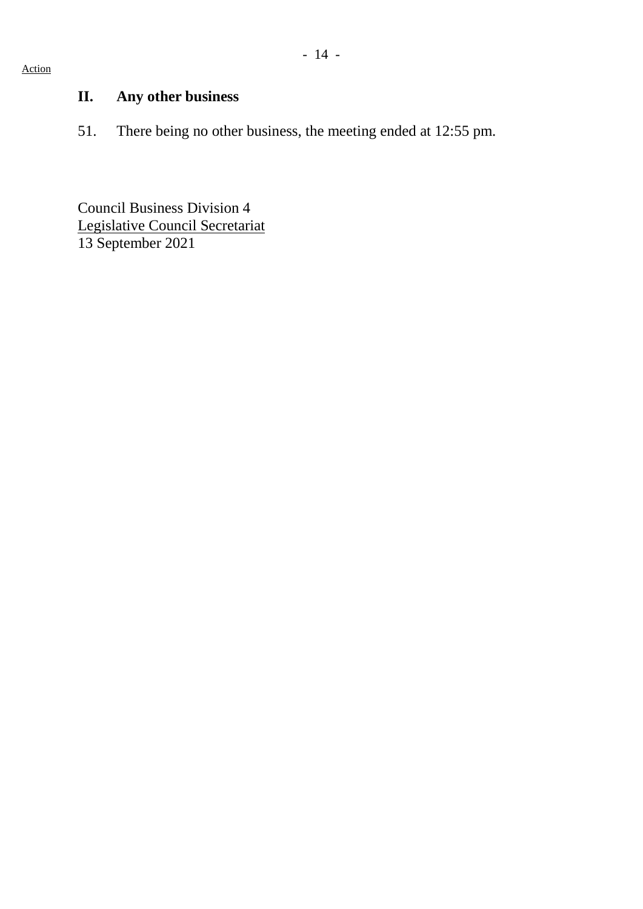Action

## II. Any other business

51. There being no other business, the meeting ended at 12:55 pm.

Council Business Division 4
Legislative Council Secretariat
13 September 2021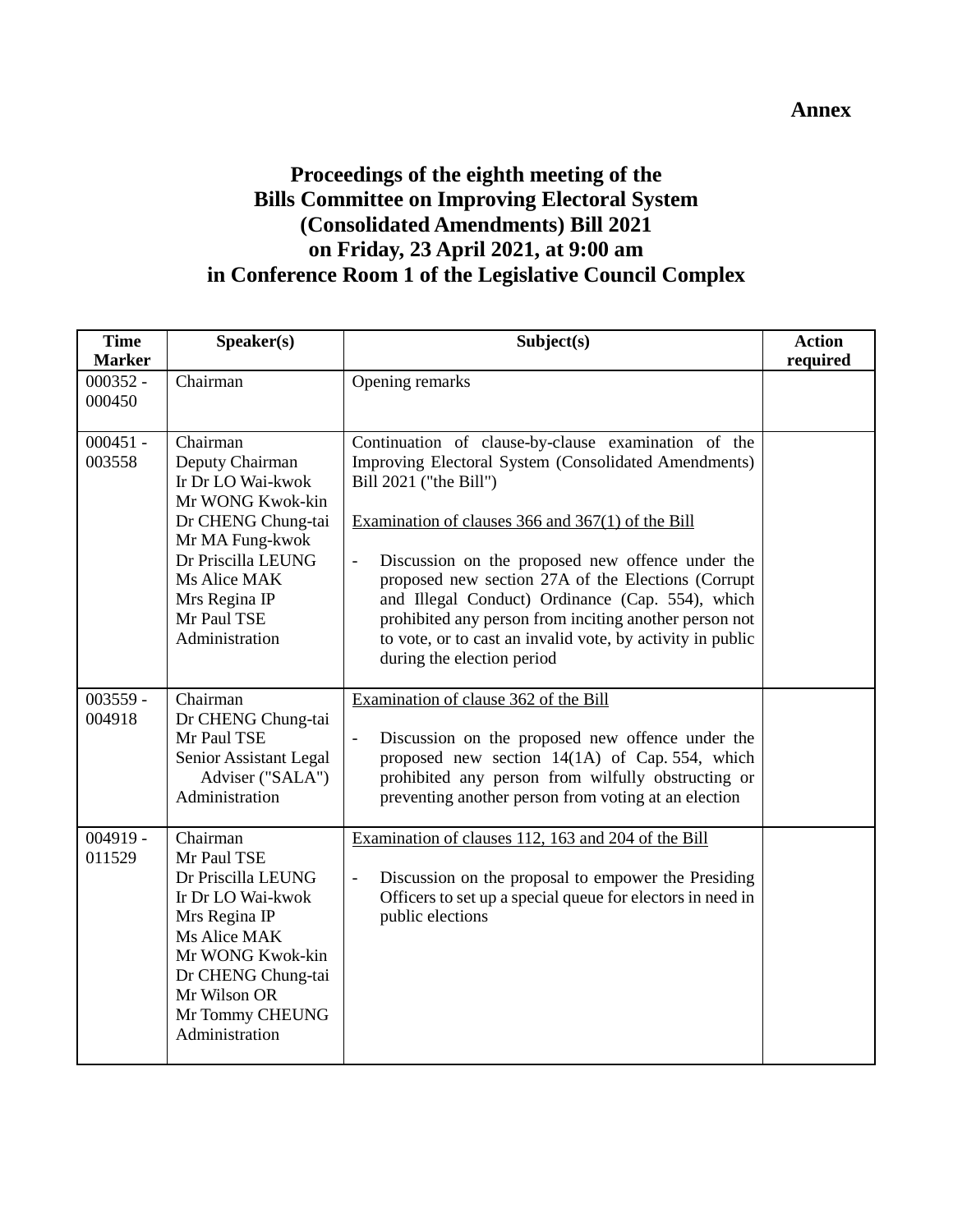**Annex**

# Proceedings of the eighth meeting of the Bills Committee on Improving Electoral System (Consolidated Amendments) Bill 2021 on Friday, 23 April 2021, at 9:00 am in Conference Room 1 of the Legislative Council Complex

| Time Marker | Speaker(s) | Subject(s) | Action required |
|---|---|---|---|
| 000352 - 000450 | Chairman | Opening remarks | |
| 000451 - 003558 | Chairman<br>Deputy Chairman<br>Ir Dr LO Wai-kwok<br>Mr WONG Kwok-kin<br>Dr CHENG Chung-tai<br>Mr MA Fung-kwok<br>Dr Priscilla LEUNG<br>Ms Alice MAK<br>Mrs Regina IP<br>Mr Paul TSE<br>Administration | Continuation of clause-by-clause examination of the Improving Electoral System (Consolidated Amendments) Bill 2021 ("the Bill")<br><br><u>Examination of clauses 366 and 367(1) of the Bill</u><br><br>- Discussion on the proposed new offence under the proposed new section 27A of the Elections (Corrupt and Illegal Conduct) Ordinance (Cap. 554), which prohibited any person from inciting another person not to vote, or to cast an invalid vote, by activity in public during the election period | |
| 003559 - 004918 | Chairman<br>Dr CHENG Chung-tai<br>Mr Paul TSE<br>Senior Assistant Legal Adviser ("SALA")<br>Administration | <u>Examination of clause 362 of the Bill</u><br><br>- Discussion on the proposed new offence under the proposed new section 14(1A) of Cap. 554, which prohibited any person from wilfully obstructing or preventing another person from voting at an election | |
| 004919 - 011529 | Chairman<br>Mr Paul TSE<br>Dr Priscilla LEUNG<br>Ir Dr LO Wai-kwok<br>Mrs Regina IP<br>Ms Alice MAK<br>Mr WONG Kwok-kin<br>Dr CHENG Chung-tai<br>Mr Wilson OR<br>Mr Tommy CHEUNG<br>Administration | <u>Examination of clauses 112, 163 and 204 of the Bill</u><br><br>- Discussion on the proposal to empower the Presiding Officers to set up a special queue for electors in need in public elections | |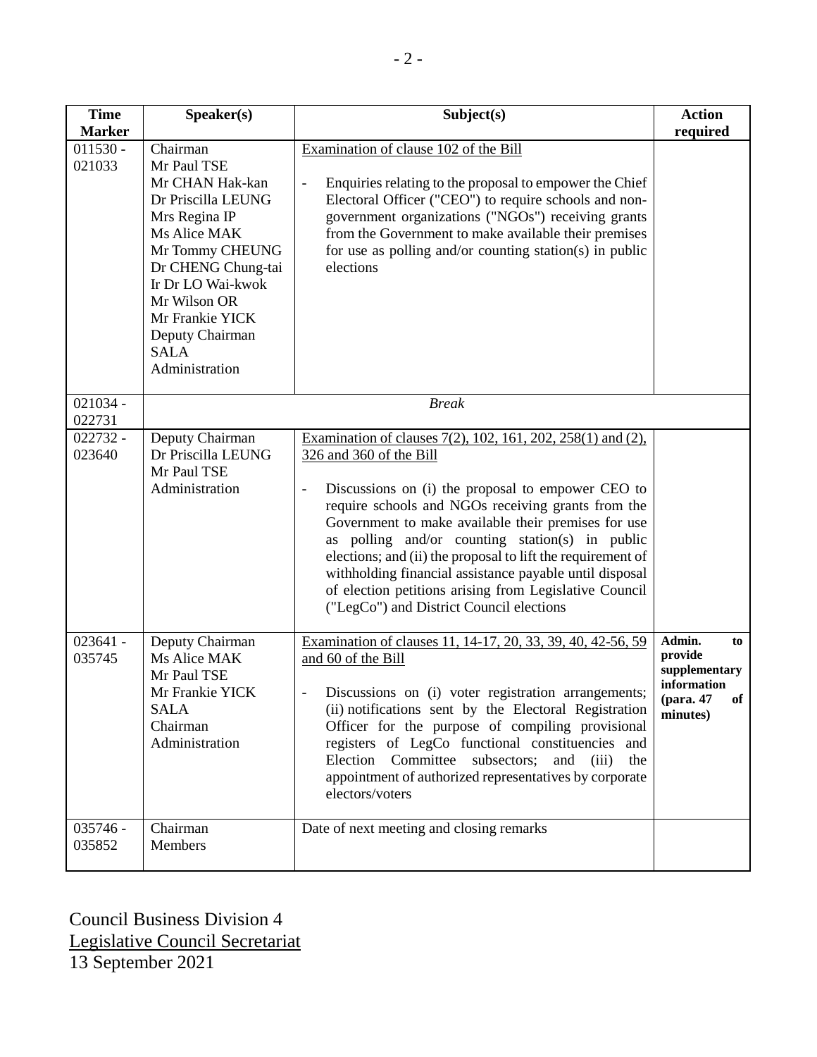| Time Marker | Speaker(s) | Subject(s) | Action required |
| --- | --- | --- | --- |
| 011530 - 021033 | Chairman<br>Mr Paul TSE<br>Mr CHAN Hak-kan<br>Dr Priscilla LEUNG<br>Mrs Regina IP<br>Ms Alice MAK<br>Mr Tommy CHEUNG<br>Dr CHENG Chung-tai<br>Ir Dr LO Wai-kwok<br>Mr Wilson OR<br>Mr Frankie YICK<br>Deputy Chairman<br>SALA<br>Administration | Examination of clause 102 of the Bill<br><br>- Enquiries relating to the proposal to empower the Chief Electoral Officer ("CEO") to require schools and non-government organizations ("NGOs") receiving grants from the Government to make available their premises for use as polling and/or counting station(s) in public elections | |
| 021034 - 022731 | *Break* | | |
| 022732 - 023640 | Deputy Chairman<br>Dr Priscilla LEUNG<br>Mr Paul TSE<br>Administration | Examination of clauses 7(2), 102, 161, 202, 258(1) and (2), 326 and 360 of the Bill<br><br>- Discussions on (i) the proposal to empower CEO to require schools and NGOs receiving grants from the Government to make available their premises for use as polling and/or counting station(s) in public elections; and (ii) the proposal to lift the requirement of withholding financial assistance payable until disposal of election petitions arising from Legislative Council ("LegCo") and District Council elections | |
| 023641 - 035745 | Deputy Chairman<br>Ms Alice MAK<br>Mr Paul TSE<br>Mr Frankie YICK<br>SALA<br>Chairman<br>Administration | Examination of clauses 11, 14-17, 20, 33, 39, 40, 42-56, 59 and 60 of the Bill<br><br>- Discussions on (i) voter registration arrangements; (ii) notifications sent by the Electoral Registration Officer for the purpose of compiling provisional registers of LegCo functional constituencies and Election Committee subsectors; and (iii) the appointment of authorized representatives by corporate electors/voters | **Admin. to provide supplementary information (para. 47 of minutes)** |
| 035746 - 035852 | Chairman<br>Members | Date of next meeting and closing remarks | |

Council Business Division 4
Legislative Council Secretariat
13 September 2021